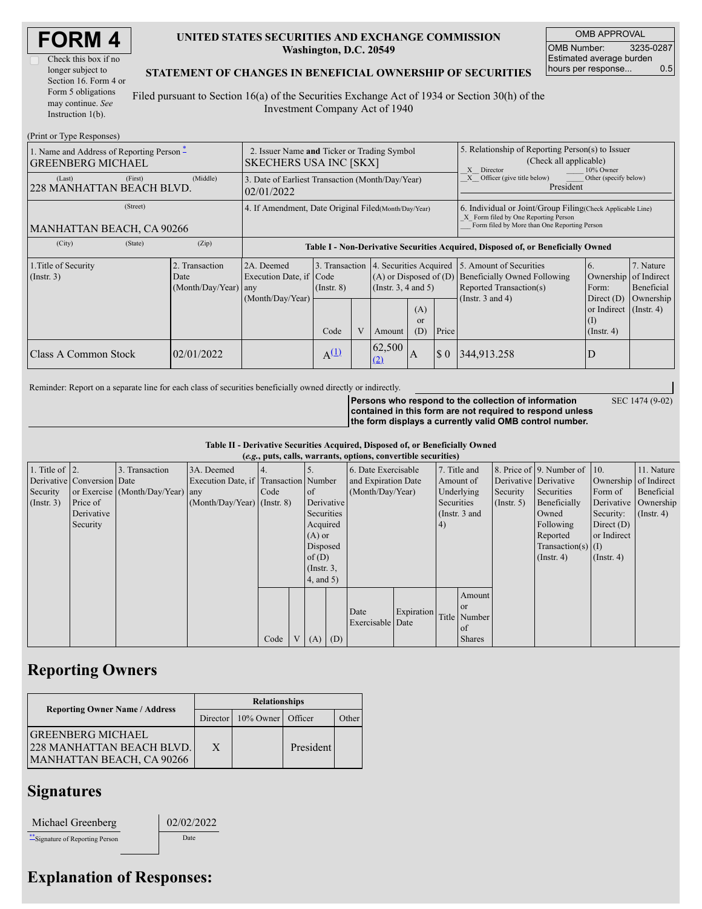# FORM 4

☐ Check this box if no longer subject to Section 16. Form 4 or Form 5 obligations may continue. *See* Instruction 1(b).

**UNITED STATES SECURITIES AND EXCHANGE COMMISSION**
**Washington, D.C. 20549**

**STATEMENT OF CHANGES IN BENEFICIAL OWNERSHIP OF SECURITIES**

Filed pursuant to Section 16(a) of the Securities Exchange Act of 1934 or Section 30(h) of the Investment Company Act of 1940

| OMB APPROVAL | |
|---|---|
| OMB Number: | 3235-0287 |
| Estimated average burden hours per response... | 0.5 |

(Print or Type Responses)

| 1. Name and Address of Reporting Person * | 2. Issuer Name **and** Ticker or Trading Symbol | 5. Relationship of Reporting Person(s) to Issuer (Check all applicable) |
|---|---|---|
| GREENBERG MICHAEL (Last) (First) (Middle) | SKECHERS USA INC [SKX] | X Director ___ 10% Owner |
| 228 MANHATTAN BEACH BLVD. (Street) | 3. Date of Earliest Transaction (Month/Day/Year) 02/01/2022 | X Officer (give title below) ___ Other (specify below) President |
| MANHATTAN BEACH, CA 90266 (City) (State) (Zip) | 4. If Amendment, Date Original Filed (Month/Day/Year) | 6. Individual or Joint/Group Filing (Check Applicable Line) X Form filed by One Reporting Person ___ Form filed by More than One Reporting Person |

**Table I - Non-Derivative Securities Acquired, Disposed of, or Beneficially Owned**

| 1.Title of Security (Instr. 3) | 2. Transaction Date (Month/Day/Year) | 2A. Deemed Execution Date, if any (Month/Day/Year) | 3. Transaction Code (Instr. 8) | | 4. Securities Acquired (A) or Disposed of (D) (Instr. 3, 4 and 5) | | | 5. Amount of Securities Beneficially Owned Following Reported Transaction(s) (Instr. 3 and 4) | 6. Ownership Form: Direct (D) or Indirect (I) (Instr. 4) | 7. Nature of Indirect Beneficial Ownership (Instr. 4) |
|---|---|---|---|---|---|---|---|---|---|---|
| | | | Code | V | Amount | (A) or (D) | Price | | | |
| Class A Common Stock | 02/01/2022 | | A [(1)] | | 62,500 [(2)] | A | $ 0 | 344,913.258 | D | |

Reminder: Report on a separate line for each class of securities beneficially owned directly or indirectly.

**Persons who respond to the collection of information contained in this form are not required to respond unless the form displays a currently valid OMB control number.** SEC 1474 (9-02)

**Table II - Derivative Securities Acquired, Disposed of, or Beneficially Owned**
***(e.g., puts, calls, warrants, options, convertible securities)***

| 1. Title of Derivative Security (Instr. 3) | 2. Conversion or Exercise Price of Derivative Security | 3. Transaction Date (Month/Day/Year) | 3A. Deemed Execution Date, if any (Month/Day/Year) | 4. Transaction Code (Instr. 8) | | 5. Number of Derivative Securities Acquired (A) or Disposed of (D) (Instr. 3, 4, and 5) | | 6. Date Exercisable and Expiration Date (Month/Day/Year) | | 7. Title and Amount of Underlying Securities (Instr. 3 and 4) | | 8. Price of Derivative Security (Instr. 5) | 9. Number of Derivative Securities Beneficially Owned Following Reported Transaction(s) (Instr. 4) | 10. Ownership Form of Derivative Security: Direct (D) or Indirect (I) (Instr. 4) | 11. Nature of Indirect Beneficial Ownership (Instr. 4) |
|---|---|---|---|---|---|---|---|---|---|---|---|---|---|---|---|
| | | | | Code | V | (A) | (D) | Date Exercisable | Expiration Date | Title | Amount or Number of Shares | | | | |

## Reporting Owners

| Reporting Owner Name / Address | Relationships | | | |
|---|---|---|---|---|
| | Director | 10% Owner | Officer | Other |
| GREENBERG MICHAEL 228 MANHATTAN BEACH BLVD. MANHATTAN BEACH, CA 90266 | X | | President | |

## Signatures

| Michael Greenberg | 02/02/2022 |
|---|---|
| ** Signature of Reporting Person | Date |

## Explanation of Responses: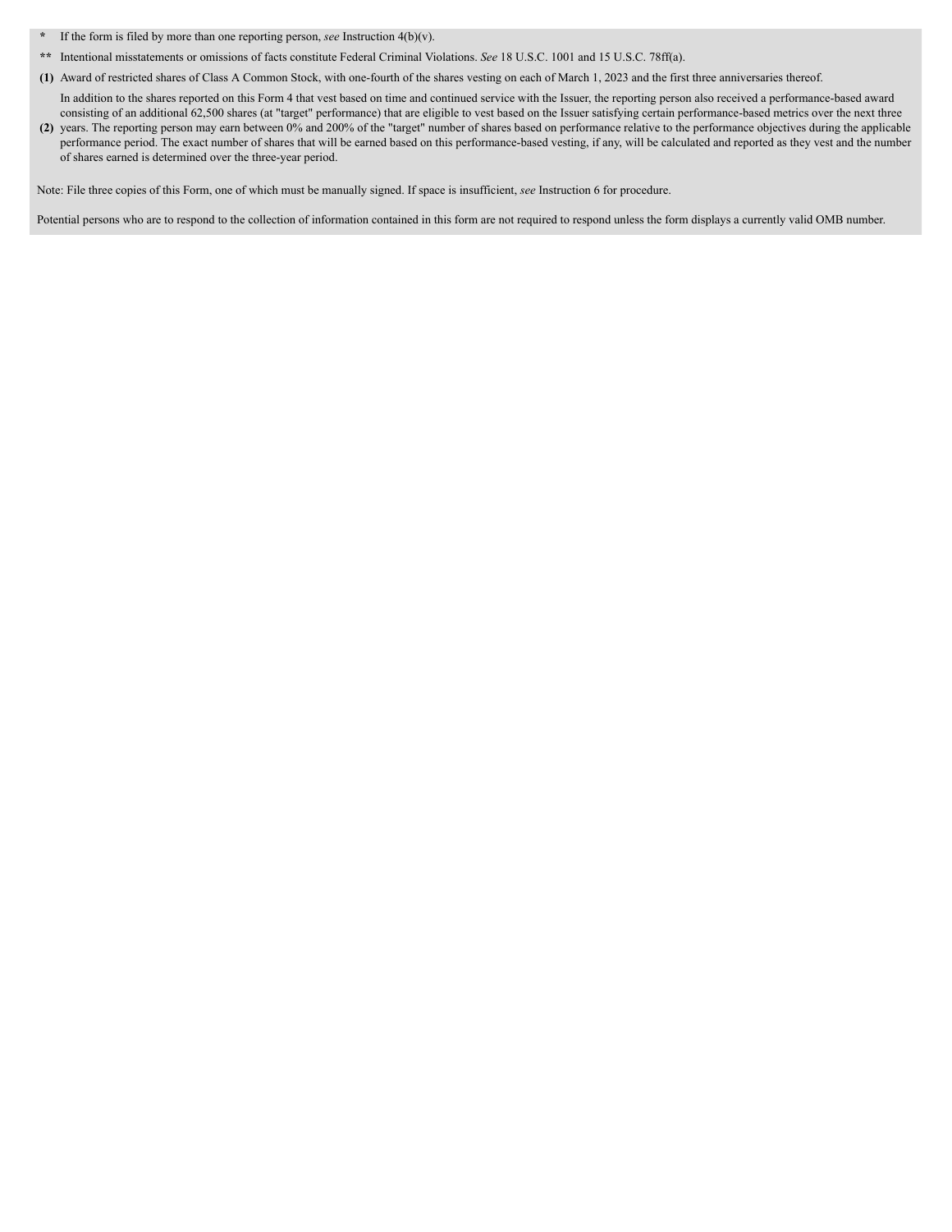| | |
|---|---|
| * | If the form is filed by more than one reporting person, *see* Instruction 4(b)(v). |
| ** | Intentional misstatements or omissions of facts constitute Federal Criminal Violations. *See* 18 U.S.C. 1001 and 15 U.S.C. 78ff(a). |
| **(1)** | Award of restricted shares of Class A Common Stock, with one-fourth of the shares vesting on each of March 1, 2023 and the first three anniversaries thereof. |
| **(2)** | In addition to the shares reported on this Form 4 that vest based on time and continued service with the Issuer, the reporting person also received a performance-based award consisting of an additional 62,500 shares (at "target" performance) that are eligible to vest based on the Issuer satisfying certain performance-based metrics over the next three years. The reporting person may earn between 0% and 200% of the "target" number of shares based on performance relative to the performance objectives during the applicable performance period. The exact number of shares that will be earned based on this performance-based vesting, if any, will be calculated and reported as they vest and the number of shares earned is determined over the three-year period. |

Note: File three copies of this Form, one of which must be manually signed. If space is insufficient, *see* Instruction 6 for procedure.

Potential persons who are to respond to the collection of information contained in this form are not required to respond unless the form displays a currently valid OMB number.